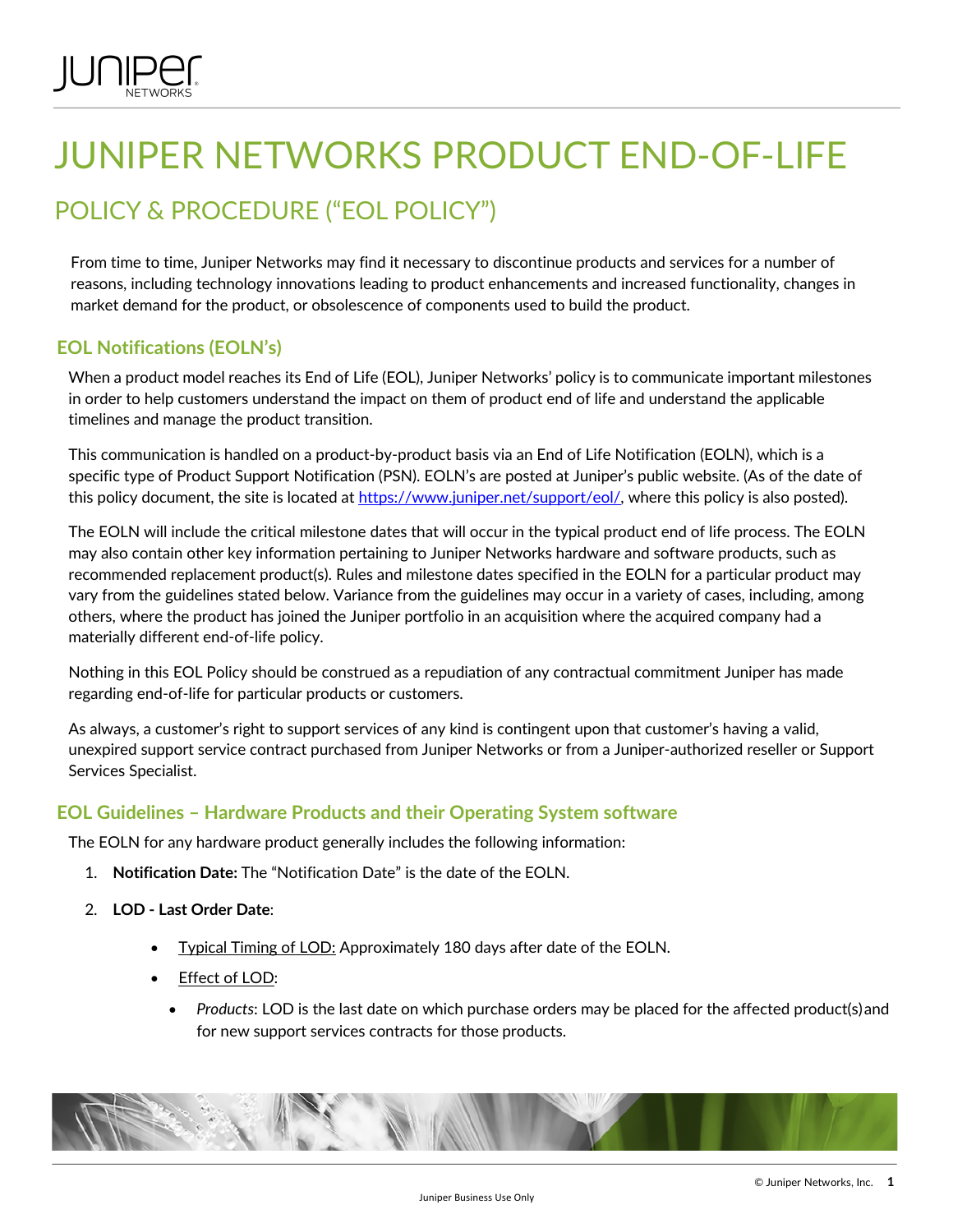# JUNIPER NETWORKS PRODUCT END-OF-LIFE

## POLICY & PROCEDURE ("EOL POLICY")

From time to time, Juniper Networks may find it necessary to discontinue products and services for a number of reasons, including technology innovations leading to product enhancements and increased functionality, changes in market demand for the product, or obsolescence of components used to build the product.

### EOL Notifications (EOLN's)

When a product model reaches its End of Life (EOL), Juniper Networks' policy is to communicate important milestones in order to help customers understand the impact on them of product end of life and understand the applicable timelines and manage the product transition.

This communication is handled on a product-by-product basis via an End of Life Notification (EOLN), which is a specific type of Product Support Notification (PSN). EOLN's are posted at Juniper's public website. (As of the date of this policy document, the site is located at https://www.juniper.net/support/eol/, where this policy is also posted).

The EOLN will include the critical milestone dates that will occur in the typical product end of life process. The EOLN may also contain other key information pertaining to Juniper Networks hardware and software products, such as recommended replacement product(s). Rules and milestone dates specified in the EOLN for a particular product may vary from the guidelines stated below. Variance from the guidelines may occur in a variety of cases, including, among others, where the product has joined the Juniper portfolio in an acquisition where the acquired company had a materially different end-of-life policy.

Nothing in this EOL Policy should be construed as a repudiation of any contractual commitment Juniper has made regarding end-of-life for particular products or customers.

As always, a customer's right to support services of any kind is contingent upon that customer's having a valid, unexpired support service contract purchased from Juniper Networks or from a Juniper-authorized reseller or Support Services Specialist.

### EOL Guidelines – Hardware Products and their Operating System software

The EOLN for any hardware product generally includes the following information:

1. **Notification Date:** The "Notification Date" is the date of the EOLN.
2. **LOD - Last Order Date**:
   - Typical Timing of LOD: Approximately 180 days after date of the EOLN.
   - Effect of LOD:
     - *Products*: LOD is the last date on which purchase orders may be placed for the affected product(s) and for new support services contracts for those products.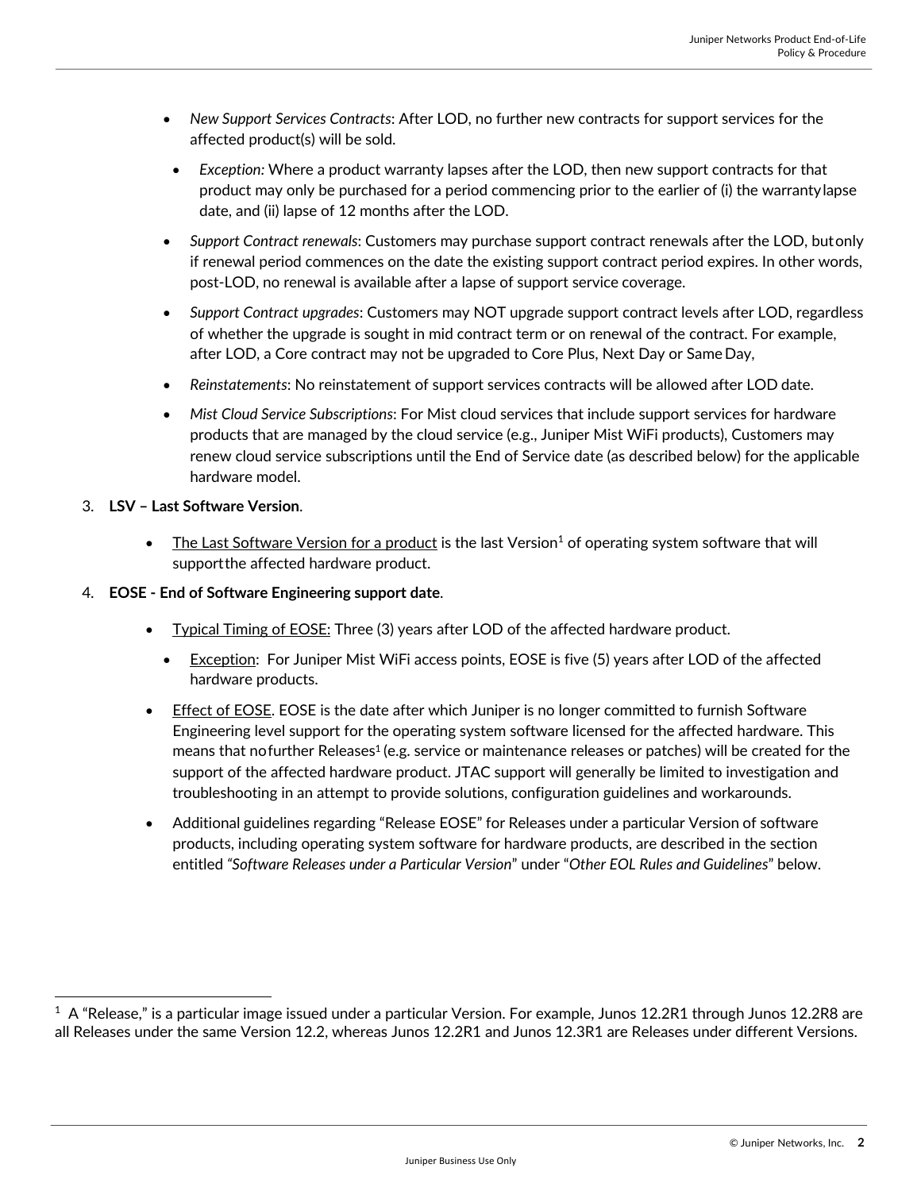- *New Support Services Contracts*: After LOD, no further new contracts for support services for the affected product(s) will be sold.
    - *Exception:* Where a product warranty lapses after the LOD, then new support contracts for that product may only be purchased for a period commencing prior to the earlier of (i) the warranty lapse date, and (ii) lapse of 12 months after the LOD.
- *Support Contract renewals*: Customers may purchase support contract renewals after the LOD, but only if renewal period commences on the date the existing support contract period expires. In other words, post-LOD, no renewal is available after a lapse of support service coverage.
- *Support Contract upgrades*: Customers may NOT upgrade support contract levels after LOD, regardless of whether the upgrade is sought in mid contract term or on renewal of the contract. For example, after LOD, a Core contract may not be upgraded to Core Plus, Next Day or Same Day,
- *Reinstatements*: No reinstatement of support services contracts will be allowed after LOD date.
- *Mist Cloud Service Subscriptions*: For Mist cloud services that include support services for hardware products that are managed by the cloud service (e.g., Juniper Mist WiFi products), Customers may renew cloud service subscriptions until the End of Service date (as described below) for the applicable hardware model.

3. **LSV – Last Software Version**.

    - The Last Software Version for a product is the last Version[1] of operating system software that will support the affected hardware product.

4. **EOSE - End of Software Engineering support date**.

    - Typical Timing of EOSE: Three (3) years after LOD of the affected hardware product.
        - Exception: For Juniper Mist WiFi access points, EOSE is five (5) years after LOD of the affected hardware products.
    - Effect of EOSE. EOSE is the date after which Juniper is no longer committed to furnish Software Engineering level support for the operating system software licensed for the affected hardware. This means that no further Releases[1] (e.g. service or maintenance releases or patches) will be created for the support of the affected hardware product. JTAC support will generally be limited to investigation and troubleshooting in an attempt to provide solutions, configuration guidelines and workarounds.
    - Additional guidelines regarding "Release EOSE" for Releases under a particular Version of software products, including operating system software for hardware products, are described in the section entitled *"Software Releases under a Particular Version*" under "*Other EOL Rules and Guidelines*" below.

---

[1] A "Release," is a particular image issued under a particular Version. For example, Junos 12.2R1 through Junos 12.2R8 are all Releases under the same Version 12.2, whereas Junos 12.2R1 and Junos 12.3R1 are Releases under different Versions.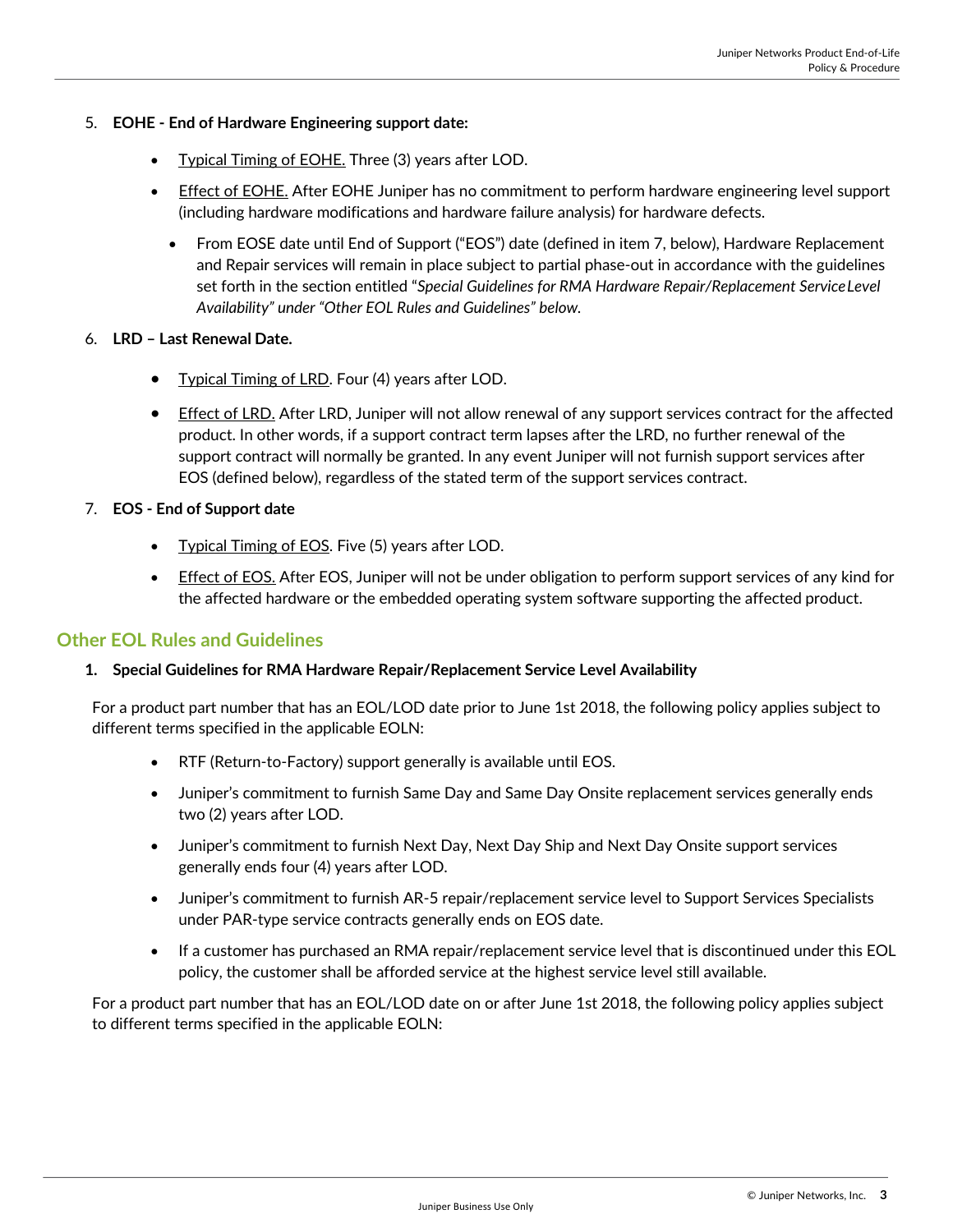5. **EOHE - End of Hardware Engineering support date:**

    - Typical Timing of EOHE. Three (3) years after LOD.
    - Effect of EOHE. After EOHE Juniper has no commitment to perform hardware engineering level support (including hardware modifications and hardware failure analysis) for hardware defects.
        - From EOSE date until End of Support ("EOS") date (defined in item 7, below), Hardware Replacement and Repair services will remain in place subject to partial phase-out in accordance with the guidelines set forth in the section entitled "*Special Guidelines for RMA Hardware Repair/Replacement Service Level Availability" under "Other EOL Rules and Guidelines" below.*

6. **LRD – Last Renewal Date.**

    - Typical Timing of LRD. Four (4) years after LOD.
    - Effect of LRD. After LRD, Juniper will not allow renewal of any support services contract for the affected product. In other words, if a support contract term lapses after the LRD, no further renewal of the support contract will normally be granted. In any event Juniper will not furnish support services after EOS (defined below), regardless of the stated term of the support services contract.

7. **EOS - End of Support date**

    - Typical Timing of EOS. Five (5) years after LOD.
    - Effect of EOS. After EOS, Juniper will not be under obligation to perform support services of any kind for the affected hardware or the embedded operating system software supporting the affected product.

## Other EOL Rules and Guidelines

1. **Special Guidelines for RMA Hardware Repair/Replacement Service Level Availability**

For a product part number that has an EOL/LOD date prior to June 1st 2018, the following policy applies subject to different terms specified in the applicable EOLN:

- RTF (Return-to-Factory) support generally is available until EOS.
- Juniper's commitment to furnish Same Day and Same Day Onsite replacement services generally ends two (2) years after LOD.
- Juniper's commitment to furnish Next Day, Next Day Ship and Next Day Onsite support services generally ends four (4) years after LOD.
- Juniper's commitment to furnish AR-5 repair/replacement service level to Support Services Specialists under PAR-type service contracts generally ends on EOS date.
- If a customer has purchased an RMA repair/replacement service level that is discontinued under this EOL policy, the customer shall be afforded service at the highest service level still available.

For a product part number that has an EOL/LOD date on or after June 1st 2018, the following policy applies subject to different terms specified in the applicable EOLN: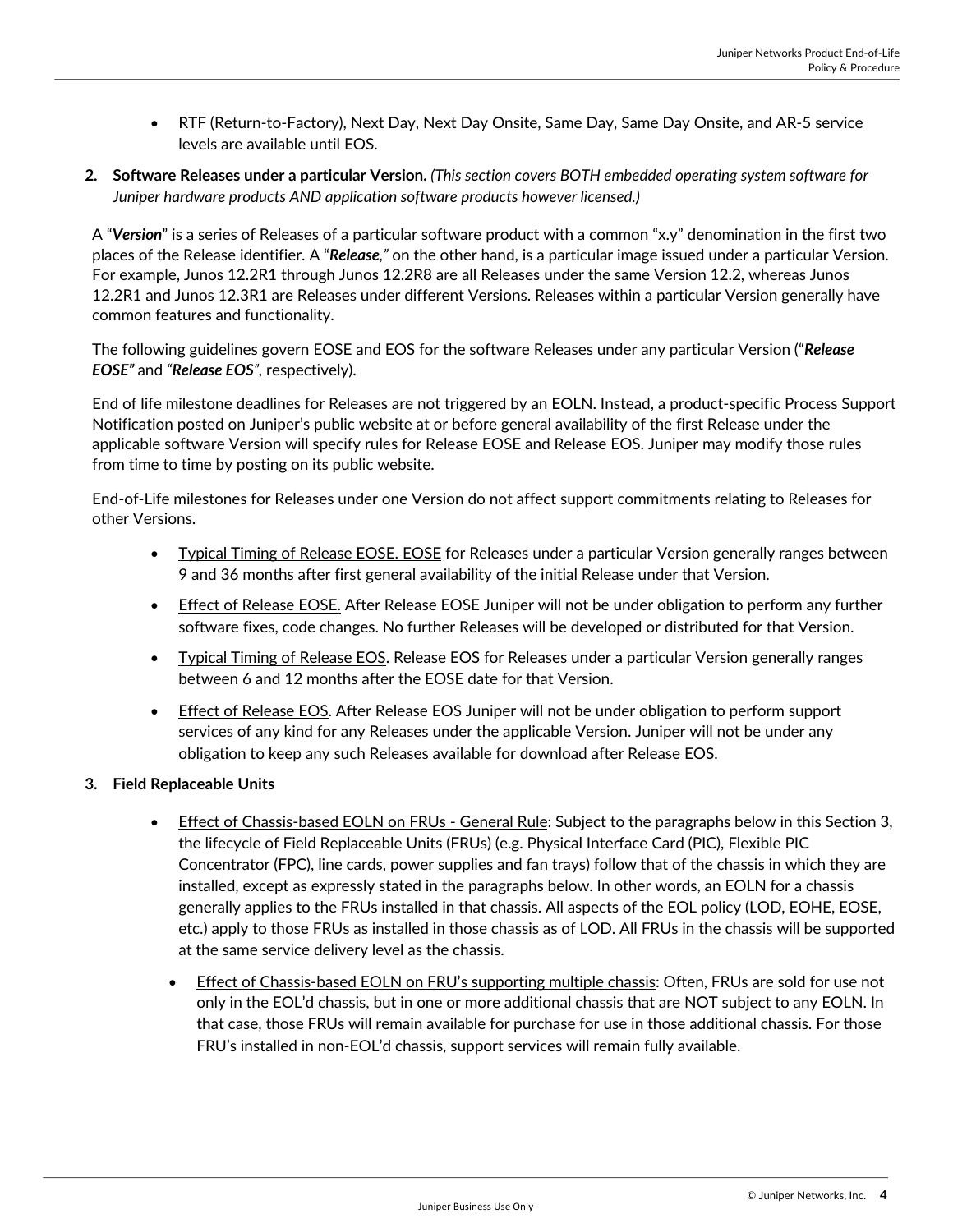- RTF (Return-to-Factory), Next Day, Next Day Onsite, Same Day, Same Day Onsite, and AR-5 service levels are available until EOS.

2. **Software Releases under a particular Version.** *(This section covers BOTH embedded operating system software for Juniper hardware products AND application software products however licensed.)*

A "***Version***" is a series of Releases of a particular software product with a common "x.y" denomination in the first two places of the Release identifier. A "***Release***,*"* on the other hand, is a particular image issued under a particular Version. For example, Junos 12.2R1 through Junos 12.2R8 are all Releases under the same Version 12.2, whereas Junos 12.2R1 and Junos 12.3R1 are Releases under different Versions. Releases within a particular Version generally have common features and functionality.

The following guidelines govern EOSE and EOS for the software Releases under any particular Version ("***Release EOSE"*** and *"**Release EOS**"*, respectively).

End of life milestone deadlines for Releases are not triggered by an EOLN. Instead, a product-specific Process Support Notification posted on Juniper's public website at or before general availability of the first Release under the applicable software Version will specify rules for Release EOSE and Release EOS. Juniper may modify those rules from time to time by posting on its public website.

End-of-Life milestones for Releases under one Version do not affect support commitments relating to Releases for other Versions.

- Typical Timing of Release EOSE. EOSE for Releases under a particular Version generally ranges between 9 and 36 months after first general availability of the initial Release under that Version.
- Effect of Release EOSE. After Release EOSE Juniper will not be under obligation to perform any further software fixes, code changes. No further Releases will be developed or distributed for that Version.
- Typical Timing of Release EOS. Release EOS for Releases under a particular Version generally ranges between 6 and 12 months after the EOSE date for that Version.
- Effect of Release EOS. After Release EOS Juniper will not be under obligation to perform support services of any kind for any Releases under the applicable Version. Juniper will not be under any obligation to keep any such Releases available for download after Release EOS.

3. **Field Replaceable Units**

- Effect of Chassis-based EOLN on FRUs - General Rule: Subject to the paragraphs below in this Section 3, the lifecycle of Field Replaceable Units (FRUs) (e.g. Physical Interface Card (PIC), Flexible PIC Concentrator (FPC), line cards, power supplies and fan trays) follow that of the chassis in which they are installed, except as expressly stated in the paragraphs below. In other words, an EOLN for a chassis generally applies to the FRUs installed in that chassis. All aspects of the EOL policy (LOD, EOHE, EOSE, etc.) apply to those FRUs as installed in those chassis as of LOD. All FRUs in the chassis will be supported at the same service delivery level as the chassis.
- Effect of Chassis-based EOLN on FRU's supporting multiple chassis: Often, FRUs are sold for use not only in the EOL'd chassis, but in one or more additional chassis that are NOT subject to any EOLN. In that case, those FRUs will remain available for purchase for use in those additional chassis. For those FRU's installed in non-EOL'd chassis, support services will remain fully available.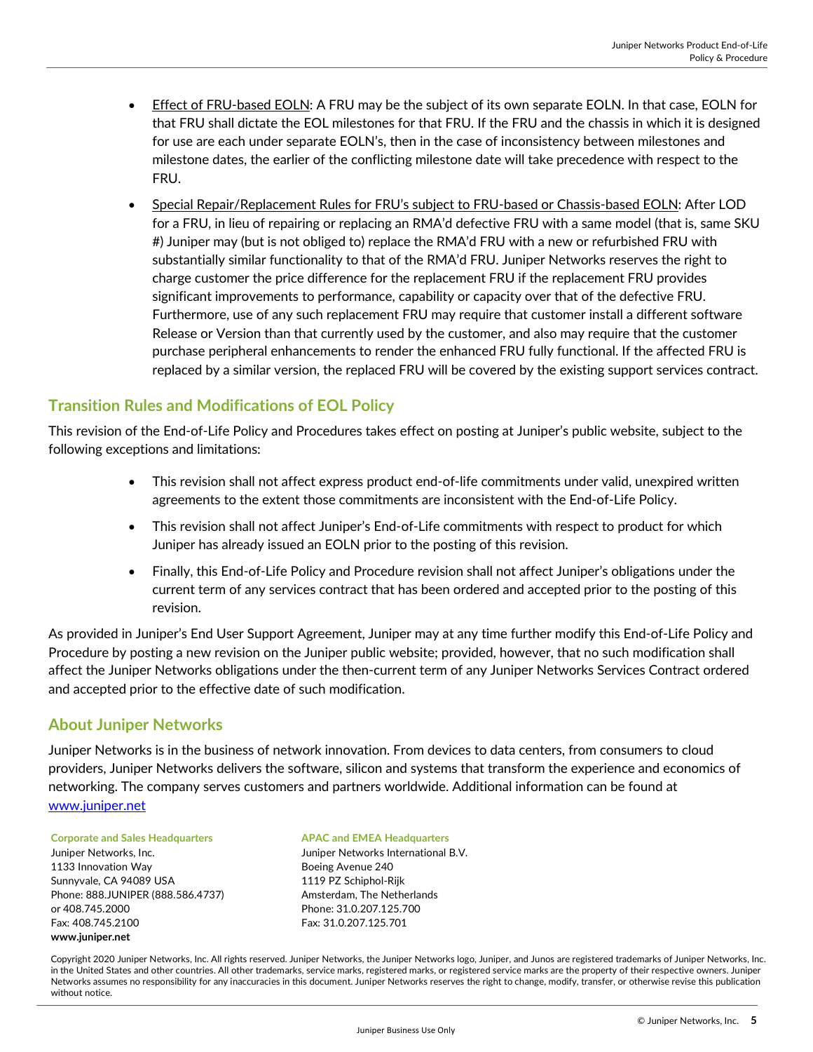- Effect of FRU-based EOLN: A FRU may be the subject of its own separate EOLN. In that case, EOLN for that FRU shall dictate the EOL milestones for that FRU. If the FRU and the chassis in which it is designed for use are each under separate EOLN's, then in the case of inconsistency between milestones and milestone dates, the earlier of the conflicting milestone date will take precedence with respect to the FRU.
- Special Repair/Replacement Rules for FRU's subject to FRU-based or Chassis-based EOLN: After LOD for a FRU, in lieu of repairing or replacing an RMA'd defective FRU with a same model (that is, same SKU #) Juniper may (but is not obliged to) replace the RMA'd FRU with a new or refurbished FRU with substantially similar functionality to that of the RMA'd FRU. Juniper Networks reserves the right to charge customer the price difference for the replacement FRU if the replacement FRU provides significant improvements to performance, capability or capacity over that of the defective FRU. Furthermore, use of any such replacement FRU may require that customer install a different software Release or Version than that currently used by the customer, and also may require that the customer purchase peripheral enhancements to render the enhanced FRU fully functional. If the affected FRU is replaced by a similar version, the replaced FRU will be covered by the existing support services contract.

## Transition Rules and Modifications of EOL Policy

This revision of the End-of-Life Policy and Procedures takes effect on posting at Juniper's public website, subject to the following exceptions and limitations:

- This revision shall not affect express product end-of-life commitments under valid, unexpired written agreements to the extent those commitments are inconsistent with the End-of-Life Policy.
- This revision shall not affect Juniper's End-of-Life commitments with respect to product for which Juniper has already issued an EOLN prior to the posting of this revision.
- Finally, this End-of-Life Policy and Procedure revision shall not affect Juniper's obligations under the current term of any services contract that has been ordered and accepted prior to the posting of this revision.

As provided in Juniper's End User Support Agreement, Juniper may at any time further modify this End-of-Life Policy and Procedure by posting a new revision on the Juniper public website; provided, however, that no such modification shall affect the Juniper Networks obligations under the then-current term of any Juniper Networks Services Contract ordered and accepted prior to the effective date of such modification.

## About Juniper Networks

Juniper Networks is in the business of network innovation. From devices to data centers, from consumers to cloud providers, Juniper Networks delivers the software, silicon and systems that transform the experience and economics of networking. The company serves customers and partners worldwide. Additional information can be found at [www.juniper.net](http://www.juniper.net)

**Corporate and Sales Headquarters**
Juniper Networks, Inc.
1133 Innovation Way
Sunnyvale, CA 94089 USA
Phone: 888.JUNIPER (888.586.4737)
or 408.745.2000
Fax: 408.745.2100
**www.juniper.net**

**APAC and EMEA Headquarters**
Juniper Networks International B.V.
Boeing Avenue 240
1119 PZ Schiphol-Rijk
Amsterdam, The Netherlands
Phone: 31.0.207.125.700
Fax: 31.0.207.125.701

Copyright 2020 Juniper Networks, Inc. All rights reserved. Juniper Networks, the Juniper Networks logo, Juniper, and Junos are registered trademarks of Juniper Networks, Inc. in the United States and other countries. All other trademarks, service marks, registered marks, or registered service marks are the property of their respective owners. Juniper Networks assumes no responsibility for any inaccuracies in this document. Juniper Networks reserves the right to change, modify, transfer, or otherwise revise this publication without notice.